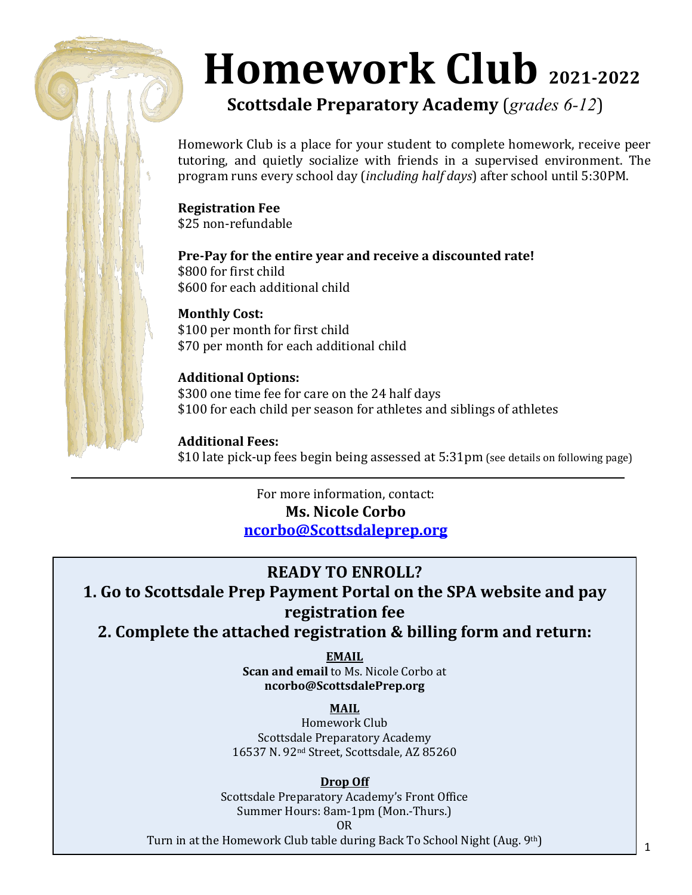# Homework Club 2021-2022

## Scottsdale Preparatory Academy (*grades 6-12*)

Homework Club is a place for your student to complete homework, receive peer tutoring, and quietly socialize with friends in a supervised environment. The program runs every school day (*including half days*) after school until 5:30PM.

**Registration Fee**
$25 non-refundable

**Pre-Pay for the entire year and receive a discounted rate!**
$800 for first child
$600 for each additional child

**Monthly Cost:**
$100 per month for first child
$70 per month for each additional child

**Additional Options:**
$300 one time fee for care on the 24 half days
$100 for each child per season for athletes and siblings of athletes

**Additional Fees:**
$10 late pick-up fees begin being assessed at 5:31pm (see details on following page)

---

For more information, contact:
**Ms. Nicole Corbo**
**ncorbo@Scottsdaleprep.org**

## READY TO ENROLL?

### 1. Go to Scottsdale Prep Payment Portal on the SPA website and pay registration fee

### 2. Complete the attached registration & billing form and return:

**EMAIL**
**Scan and email** to Ms. Nicole Corbo at
**ncorbo@ScottsdalePrep.org**

**MAIL**
Homework Club
Scottsdale Preparatory Academy
16537 N. 92nd Street, Scottsdale, AZ 85260

**Drop Off**
Scottsdale Preparatory Academy's Front Office
Summer Hours: 8am-1pm (Mon.-Thurs.)
OR
Turn in at the Homework Club table during Back To School Night (Aug. 9th)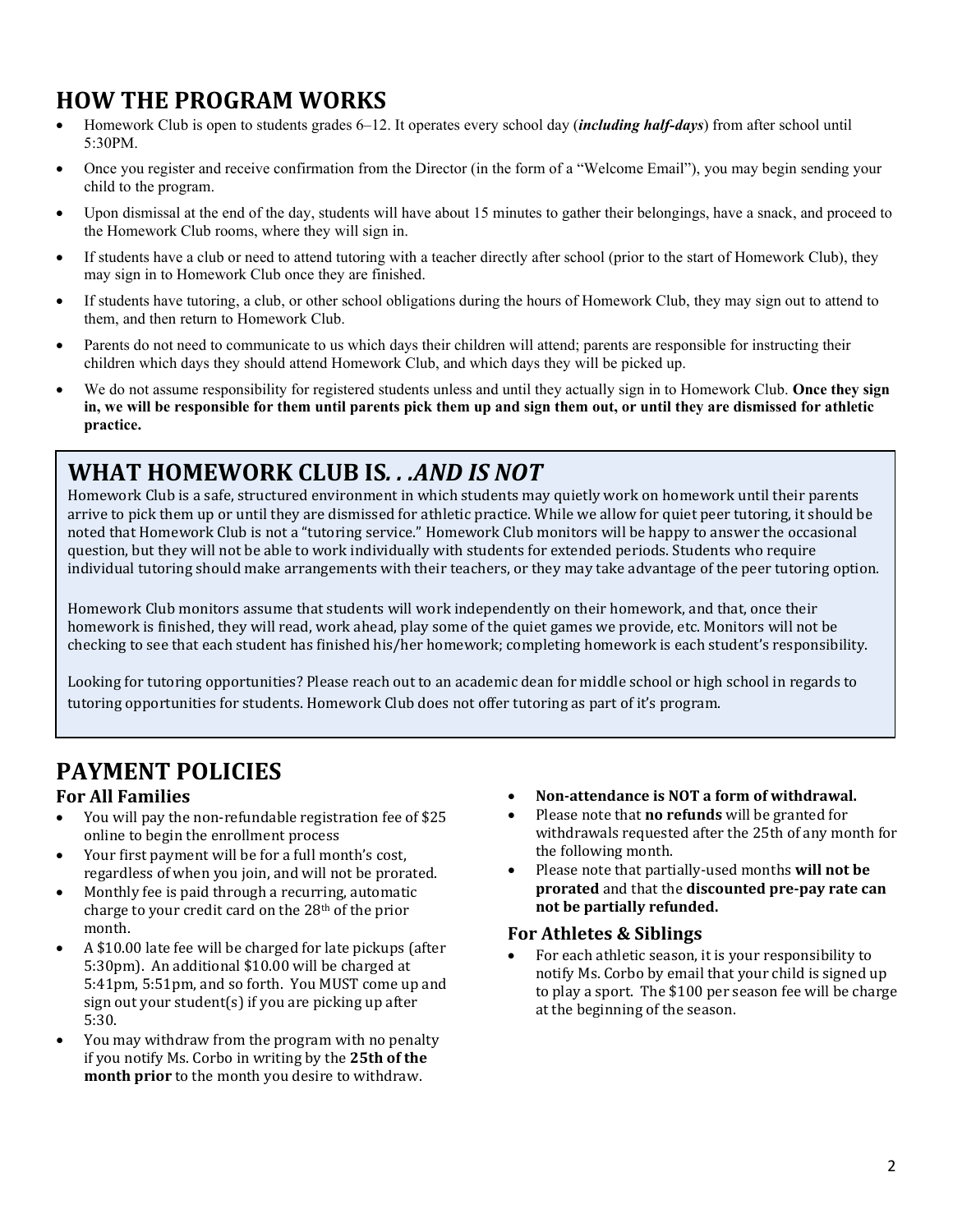## HOW THE PROGRAM WORKS

- Homework Club is open to students grades 6–12. It operates every school day (***including half-days***) from after school until 5:30PM.
- Once you register and receive confirmation from the Director (in the form of a "Welcome Email"), you may begin sending your child to the program.
- Upon dismissal at the end of the day, students will have about 15 minutes to gather their belongings, have a snack, and proceed to the Homework Club rooms, where they will sign in.
- If students have a club or need to attend tutoring with a teacher directly after school (prior to the start of Homework Club), they may sign in to Homework Club once they are finished.
- If students have tutoring, a club, or other school obligations during the hours of Homework Club, they may sign out to attend to them, and then return to Homework Club.
- Parents do not need to communicate to us which days their children will attend; parents are responsible for instructing their children which days they should attend Homework Club, and which days they will be picked up.
- We do not assume responsibility for registered students unless and until they actually sign in to Homework Club. **Once they sign in, we will be responsible for them until parents pick them up and sign them out, or until they are dismissed for athletic practice.**

## WHAT HOMEWORK CLUB IS. . .*AND IS NOT*

Homework Club is a safe, structured environment in which students may quietly work on homework until their parents arrive to pick them up or until they are dismissed for athletic practice. While we allow for quiet peer tutoring, it should be noted that Homework Club is not a "tutoring service." Homework Club monitors will be happy to answer the occasional question, but they will not be able to work individually with students for extended periods. Students who require individual tutoring should make arrangements with their teachers, or they may take advantage of the peer tutoring option.

Homework Club monitors assume that students will work independently on their homework, and that, once their homework is finished, they will read, work ahead, play some of the quiet games we provide, etc. Monitors will not be checking to see that each student has finished his/her homework; completing homework is each student's responsibility.

Looking for tutoring opportunities? Please reach out to an academic dean for middle school or high school in regards to tutoring opportunities for students. Homework Club does not offer tutoring as part of it's program.

## PAYMENT POLICIES

### For All Families

- You will pay the non-refundable registration fee of $25 online to begin the enrollment process
- Your first payment will be for a full month's cost, regardless of when you join, and will not be prorated.
- Monthly fee is paid through a recurring, automatic charge to your credit card on the 28th of the prior month.
- A $10.00 late fee will be charged for late pickups (after 5:30pm). An additional $10.00 will be charged at 5:41pm, 5:51pm, and so forth. You MUST come up and sign out your student(s) if you are picking up after 5:30.
- You may withdraw from the program with no penalty if you notify Ms. Corbo in writing by the **25th of the month prior** to the month you desire to withdraw.
- **Non-attendance is NOT a form of withdrawal.**
- Please note that **no refunds** will be granted for withdrawals requested after the 25th of any month for the following month.
- Please note that partially-used months **will not be prorated** and that the **discounted pre-pay rate can not be partially refunded.**

### For Athletes & Siblings

- For each athletic season, it is your responsibility to notify Ms. Corbo by email that your child is signed up to play a sport. The $100 per season fee will be charge at the beginning of the season.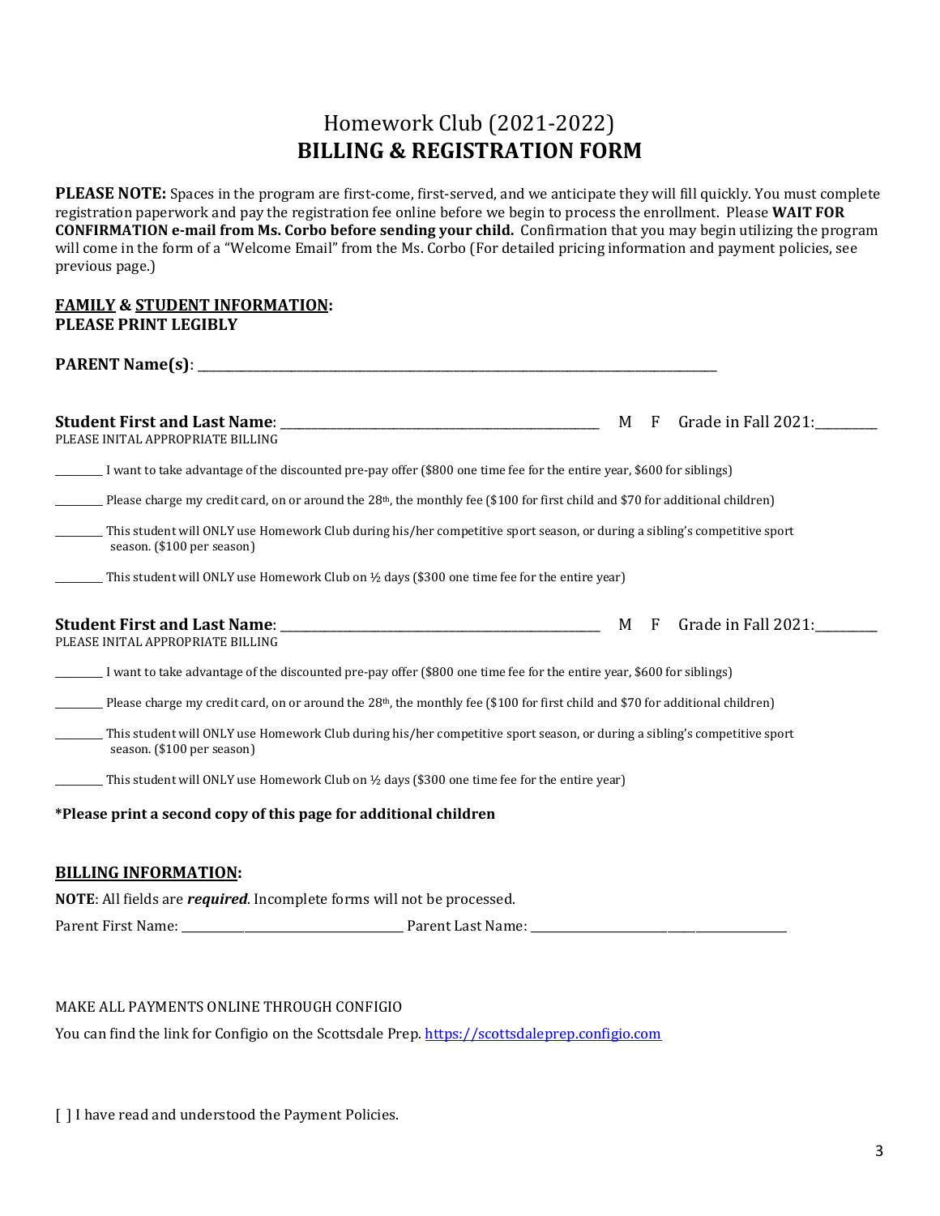# Homework Club (2021-2022)
# **BILLING & REGISTRATION FORM**

**PLEASE NOTE:** Spaces in the program are first-come, first-served, and we anticipate they will fill quickly. You must complete registration paperwork and pay the registration fee online before we begin to process the enrollment. Please **WAIT FOR CONFIRMATION e-mail from Ms. Corbo before sending your child.** Confirmation that you may begin utilizing the program will come in the form of a "Welcome Email" from the Ms. Corbo (For detailed pricing information and payment policies, see previous page.)

**<u>FAMILY</u> & <u>STUDENT INFORMATION</u>:**
**PLEASE PRINT LEGIBLY**

**PARENT Name(s)**: ________________________________________________________________________________

**Student First and Last Name**: ______________________________________________ M F Grade in Fall 2021:_________
PLEASE INITAL APPROPRIATE BILLING

________ I want to take advantage of the discounted pre-pay offer ($800 one time fee for the entire year, $600 for siblings)

________ Please charge my credit card, on or around the 28th, the monthly fee ($100 for first child and $70 for additional children)

________ This student will ONLY use Homework Club during his/her competitive sport season, or during a sibling's competitive sport season. ($100 per season)

________ This student will ONLY use Homework Club on ½ days ($300 one time fee for the entire year)

**Student First and Last Name**: ______________________________________________ M F Grade in Fall 2021:_________
PLEASE INITAL APPROPRIATE BILLING

________ I want to take advantage of the discounted pre-pay offer ($800 one time fee for the entire year, $600 for siblings)

________ Please charge my credit card, on or around the 28th, the monthly fee ($100 for first child and $70 for additional children)

________ This student will ONLY use Homework Club during his/her competitive sport season, or during a sibling's competitive sport season. ($100 per season)

________ This student will ONLY use Homework Club on ½ days ($300 one time fee for the entire year)

**\*Please print a second copy of this page for additional children**

**<u>BILLING INFORMATION</u>:**

**NOTE**: All fields are ***required***. Incomplete forms will not be processed.

Parent First Name: ________________________________ Parent Last Name: ________________________________________

MAKE ALL PAYMENTS ONLINE THROUGH CONFIGIO

You can find the link for Configio on the Scottsdale Prep. [https://scottsdaleprep.configio.com](https://scottsdaleprep.configio.com)

[ ] I have read and understood the Payment Policies.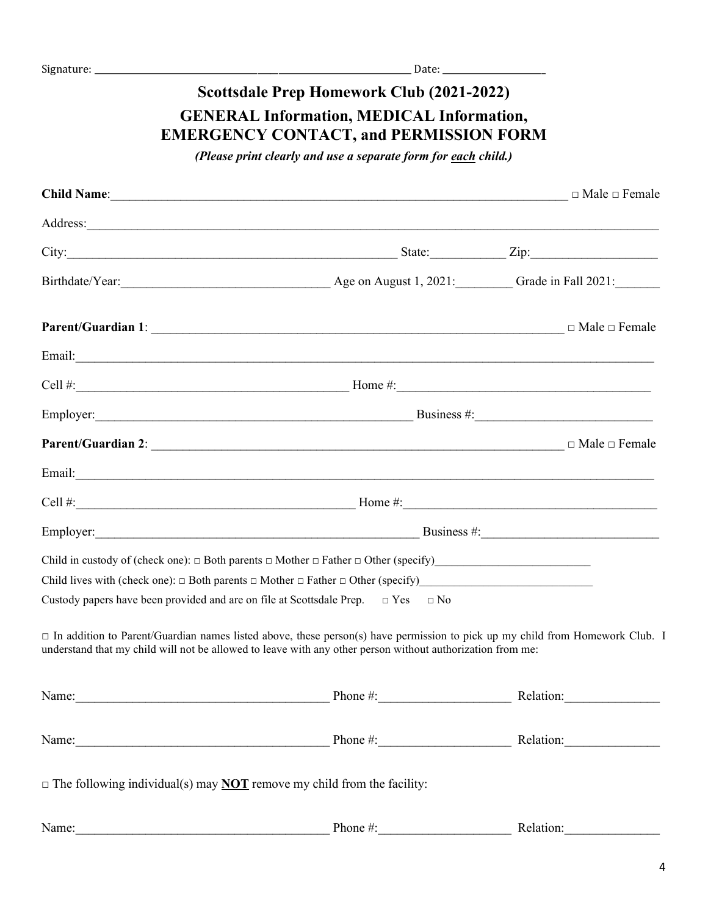Signature: ______________________________________________ Date: __________________

# Scottsdale Prep Homework Club (2021-2022)

## GENERAL Information, MEDICAL Information, EMERGENCY CONTACT, and PERMISSION FORM

***(Please print clearly and use a separate form for each child.)***

**Child Name**:__________________________________________________________________________ □ Male □ Female

Address:_______________________________________________________________________________________

City:____________________________________________ State:___________ Zip:___________________

Birthdate/Year:________________________________ Age on August 1, 2021:________ Grade in Fall 2021:_______

**Parent/Guardian 1**: _________________________________________________________________ □ Male □ Female

Email:_________________________________________________________________________________________

Cell #:___________________________________________ Home #:______________________________________

Employer:_______________________________________________ Business #:__________________________

**Parent/Guardian 2**: _________________________________________________________________ □ Male □ Female

Email:_________________________________________________________________________________________

Cell #:_____________________________________________ Home #:______________________________________

Employer:________________________________________________ Business #:___________________________

Child in custody of (check one): □ Both parents □ Mother □ Father □ Other (specify)_________________________

Child lives with (check one): □ Both parents □ Mother □ Father □ Other (specify)____________________________

Custody papers have been provided and are on file at Scottsdale Prep. □ Yes □ No

□ In addition to Parent/Guardian names listed above, these person(s) have permission to pick up my child from Homework Club. I understand that my child will not be allowed to leave with any other person without authorization from me:

Name:_______________________________________ Phone #:____________________ Relation:______________

Name:_______________________________________ Phone #:____________________ Relation:______________

□ The following individual(s) may **NOT** remove my child from the facility:

Name:_______________________________________ Phone #:____________________ Relation:______________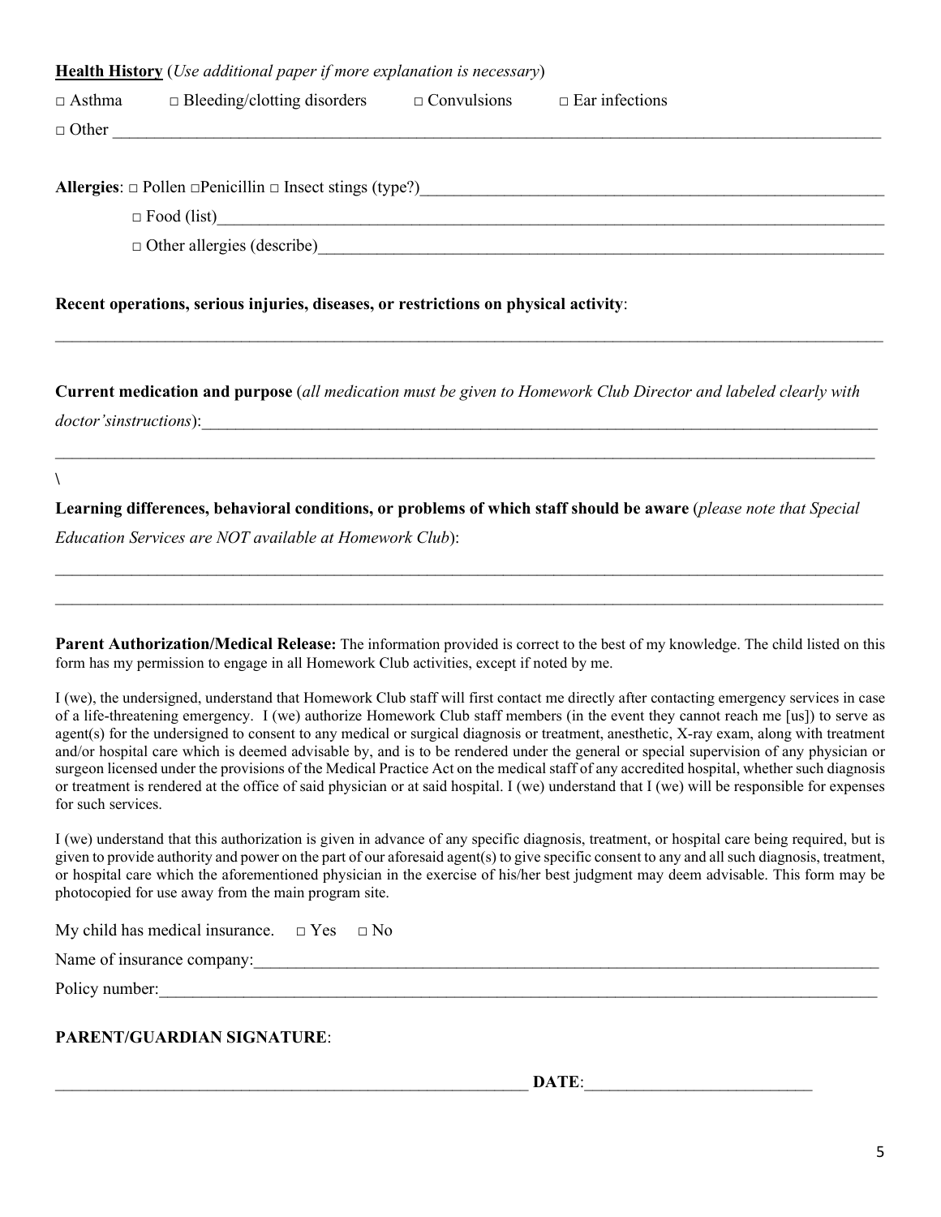**Health History** (*Use additional paper if more explanation is necessary*)

□ Asthma □ Bleeding/clotting disorders □ Convulsions □ Ear infections

□ Other ____________________________________________________________________________________________

**Allergies**: □ Pollen □Penicillin □ Insect stings (type?)________________________________________________________

□ Food (list)_____________________________________________________________________________________

□ Other allergies (describe)________________________________________________________________________

**Recent operations, serious injuries, diseases, or restrictions on physical activity**:

____________________________________________________________________________________________________

**Current medication and purpose** (*all medication must be given to Homework Club Director and labeled clearly with doctor'sinstructions*):_______________________________________________________________________________

____________________________________________________________________________________________________

\

**Learning differences, behavioral conditions, or problems of which staff should be aware** (*please note that Special Education Services are NOT available at Homework Club*):

____________________________________________________________________________________________________

____________________________________________________________________________________________________

**Parent Authorization/Medical Release:** The information provided is correct to the best of my knowledge. The child listed on this form has my permission to engage in all Homework Club activities, except if noted by me.

I (we), the undersigned, understand that Homework Club staff will first contact me directly after contacting emergency services in case of a life-threatening emergency. I (we) authorize Homework Club staff members (in the event they cannot reach me [us]) to serve as agent(s) for the undersigned to consent to any medical or surgical diagnosis or treatment, anesthetic, X-ray exam, along with treatment and/or hospital care which is deemed advisable by, and is to be rendered under the general or special supervision of any physician or surgeon licensed under the provisions of the Medical Practice Act on the medical staff of any accredited hospital, whether such diagnosis or treatment is rendered at the office of said physician or at said hospital. I (we) understand that I (we) will be responsible for expenses for such services.

I (we) understand that this authorization is given in advance of any specific diagnosis, treatment, or hospital care being required, but is given to provide authority and power on the part of our aforesaid agent(s) to give specific consent to any and all such diagnosis, treatment, or hospital care which the aforementioned physician in the exercise of his/her best judgment may deem advisable. This form may be photocopied for use away from the main program site.

My child has medical insurance. □ Yes □ No

Name of insurance company:_____________________________________________________________________________

Policy number:________________________________________________________________________________________

**PARENT/GUARDIAN SIGNATURE**:

___________________________________________________________ **DATE**:___________________________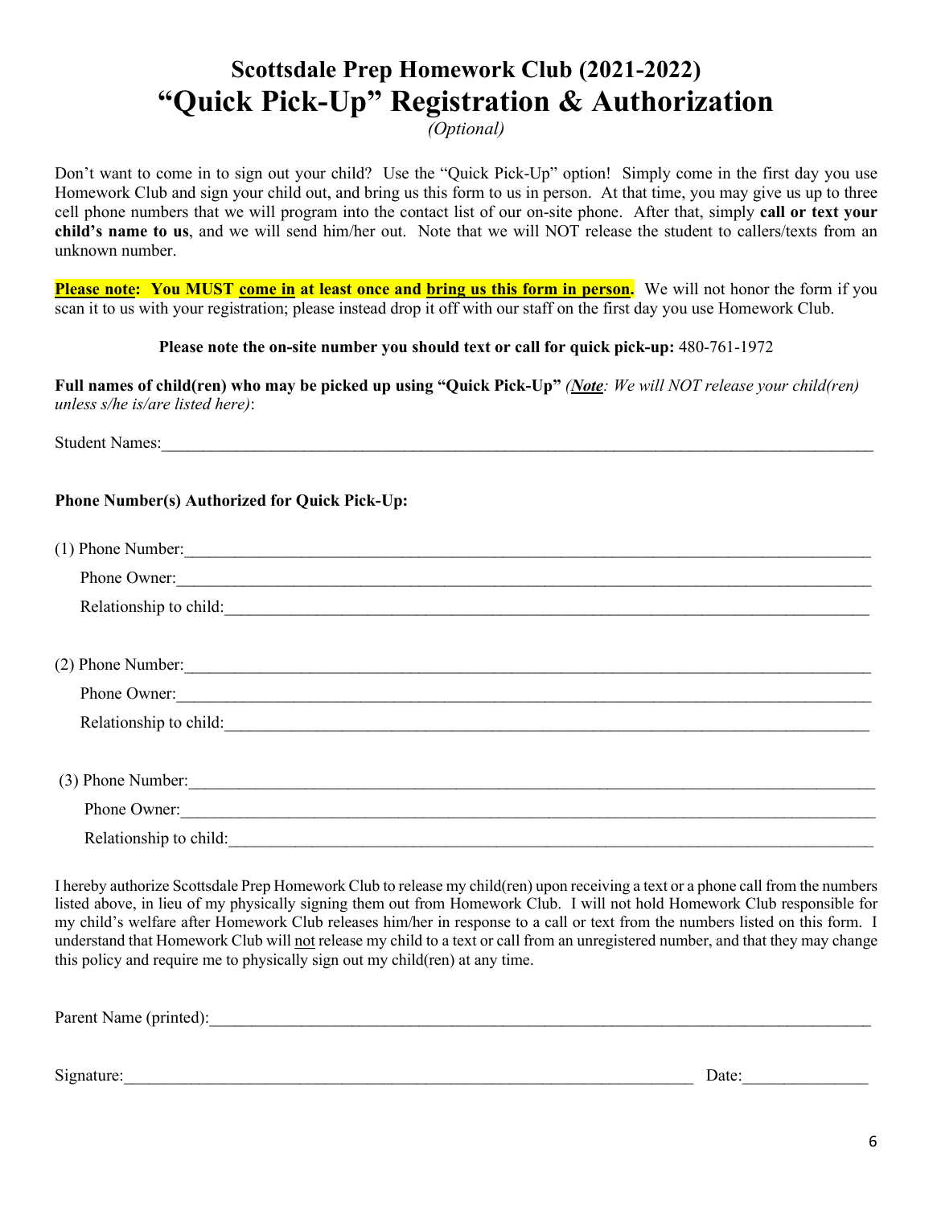# Scottsdale Prep Homework Club (2021-2022)
# "Quick Pick-Up" Registration & Authorization

*(Optional)*

Don't want to come in to sign out your child? Use the "Quick Pick-Up" option! Simply come in the first day you use Homework Club and sign your child out, and bring us this form to us in person. At that time, you may give us up to three cell phone numbers that we will program into the contact list of our on-site phone. After that, simply **call or text your child's name to us**, and we will send him/her out. Note that we will NOT release the student to callers/texts from an unknown number.

**Please note: You MUST come in at least once and bring us this form in person.** We will not honor the form if you scan it to us with your registration; please instead drop it off with our staff on the first day you use Homework Club.

**Please note the on-site number you should text or call for quick pick-up:** 480-761-1972

**Full names of child(ren) who may be picked up using "Quick Pick-Up"** *(Note: We will NOT release your child(ren) unless s/he is/are listed here)*:

Student Names:\_\_\_\_\_\_\_\_\_\_\_\_\_\_\_\_\_\_\_\_\_\_\_\_\_\_\_\_\_\_\_\_\_\_\_\_\_\_\_\_

**Phone Number(s) Authorized for Quick Pick-Up:**

(1) Phone Number:\_\_\_\_\_\_\_\_\_\_\_\_\_\_\_\_\_\_\_\_\_\_\_\_\_\_\_\_\_\_\_\_\_\_\_\_\_\_\_\_

Phone Owner:\_\_\_\_\_\_\_\_\_\_\_\_\_\_\_\_\_\_\_\_\_\_\_\_\_\_\_\_\_\_\_\_\_\_\_\_\_\_\_\_

Relationship to child:\_\_\_\_\_\_\_\_\_\_\_\_\_\_\_\_\_\_\_\_\_\_\_\_\_\_\_\_\_\_\_\_\_\_\_\_\_\_\_\_

(2) Phone Number:\_\_\_\_\_\_\_\_\_\_\_\_\_\_\_\_\_\_\_\_\_\_\_\_\_\_\_\_\_\_\_\_\_\_\_\_\_\_\_\_

Phone Owner:\_\_\_\_\_\_\_\_\_\_\_\_\_\_\_\_\_\_\_\_\_\_\_\_\_\_\_\_\_\_\_\_\_\_\_\_\_\_\_\_

Relationship to child:\_\_\_\_\_\_\_\_\_\_\_\_\_\_\_\_\_\_\_\_\_\_\_\_\_\_\_\_\_\_\_\_\_\_\_\_\_\_\_\_

(3) Phone Number:\_\_\_\_\_\_\_\_\_\_\_\_\_\_\_\_\_\_\_\_\_\_\_\_\_\_\_\_\_\_\_\_\_\_\_\_\_\_\_\_

Phone Owner:\_\_\_\_\_\_\_\_\_\_\_\_\_\_\_\_\_\_\_\_\_\_\_\_\_\_\_\_\_\_\_\_\_\_\_\_\_\_\_\_

Relationship to child:\_\_\_\_\_\_\_\_\_\_\_\_\_\_\_\_\_\_\_\_\_\_\_\_\_\_\_\_\_\_\_\_\_\_\_\_\_\_\_\_

I hereby authorize Scottsdale Prep Homework Club to release my child(ren) upon receiving a text or a phone call from the numbers listed above, in lieu of my physically signing them out from Homework Club. I will not hold Homework Club responsible for my child's welfare after Homework Club releases him/her in response to a call or text from the numbers listed on this form. I understand that Homework Club will not release my child to a text or call from an unregistered number, and that they may change this policy and require me to physically sign out my child(ren) at any time.

Parent Name (printed):\_\_\_\_\_\_\_\_\_\_\_\_\_\_\_\_\_\_\_\_\_\_\_\_\_\_\_\_\_\_\_\_\_\_\_\_\_\_\_\_

Signature:\_\_\_\_\_\_\_\_\_\_\_\_\_\_\_\_\_\_\_\_\_\_\_\_\_\_\_\_\_\_\_\_\_\_\_\_ Date:\_\_\_\_\_\_\_\_\_\_\_\_\_\_\_